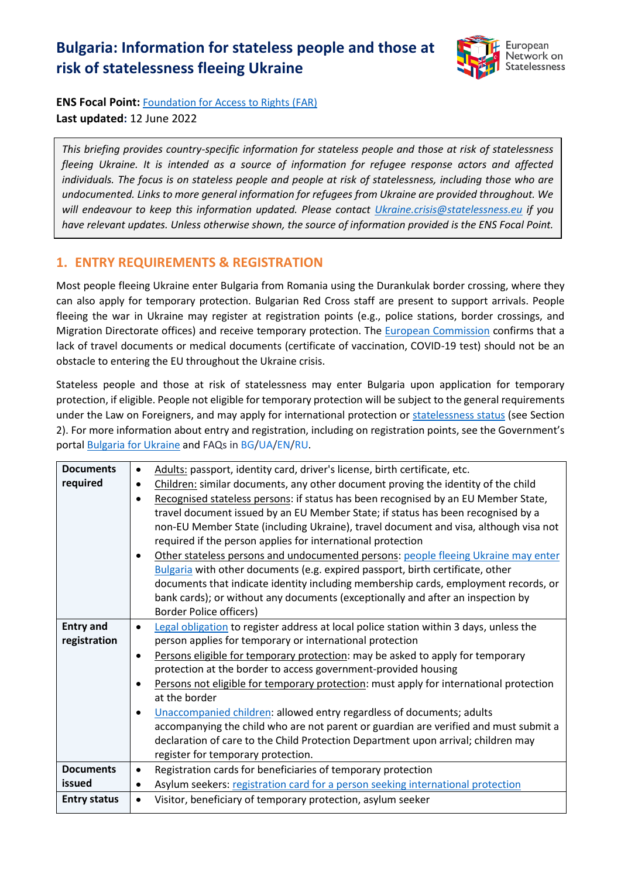# Bulgaria: Information for stateless people and those at risk of statelessness fleeing Ukraine

**ENS Focal Point:** Foundation for Access to Rights (FAR)
**Last updated:** 12 June 2022

*This briefing provides country-specific information for stateless people and those at risk of statelessness fleeing Ukraine. It is intended as a source of information for refugee response actors and affected individuals. The focus is on stateless people and people at risk of statelessness, including those who are undocumented. Links to more general information for refugees from Ukraine are provided throughout. We will endeavour to keep this information updated. Please contact Ukraine.crisis@statelessness.eu if you have relevant updates. Unless otherwise shown, the source of information provided is the ENS Focal Point.*

## 1. ENTRY REQUIREMENTS & REGISTRATION

Most people fleeing Ukraine enter Bulgaria from Romania using the Durankulak border crossing, where they can also apply for temporary protection. Bulgarian Red Cross staff are present to support arrivals. People fleeing the war in Ukraine may register at registration points (e.g., police stations, border crossings, and Migration Directorate offices) and receive temporary protection. The European Commission confirms that a lack of travel documents or medical documents (certificate of vaccination, COVID-19 test) should not be an obstacle to entering the EU throughout the Ukraine crisis.

Stateless people and those at risk of statelessness may enter Bulgaria upon application for temporary protection, if eligible. People not eligible for temporary protection will be subject to the general requirements under the Law on Foreigners, and may apply for international protection or statelessness status (see Section 2). For more information about entry and registration, including on registration points, see the Government's portal Bulgaria for Ukraine and FAQs in BG/UA/EN/RU.

| | |
|---|---|
| **Documents required** | • Adults: passport, identity card, driver's license, birth certificate, etc.<br>• Children: similar documents, any other document proving the identity of the child<br>• Recognised stateless persons: if status has been recognised by an EU Member State, travel document issued by an EU Member State; if status has been recognised by a non-EU Member State (including Ukraine), travel document and visa, although visa not required if the person applies for international protection<br>• Other stateless persons and undocumented persons: people fleeing Ukraine may enter Bulgaria with other documents (e.g. expired passport, birth certificate, other documents that indicate identity including membership cards, employment records, or bank cards); or without any documents (exceptionally and after an inspection by Border Police officers) |
| **Entry and registration** | • Legal obligation to register address at local police station within 3 days, unless the person applies for temporary or international protection<br>• Persons eligible for temporary protection: may be asked to apply for temporary protection at the border to access government-provided housing<br>• Persons not eligible for temporary protection: must apply for international protection at the border<br>• Unaccompanied children: allowed entry regardless of documents; adults accompanying the child who are not parent or guardian are verified and must submit a declaration of care to the Child Protection Department upon arrival; children may register for temporary protection. |
| **Documents issued** | • Registration cards for beneficiaries of temporary protection<br>• Asylum seekers: registration card for a person seeking international protection |
| **Entry status** | • Visitor, beneficiary of temporary protection, asylum seeker |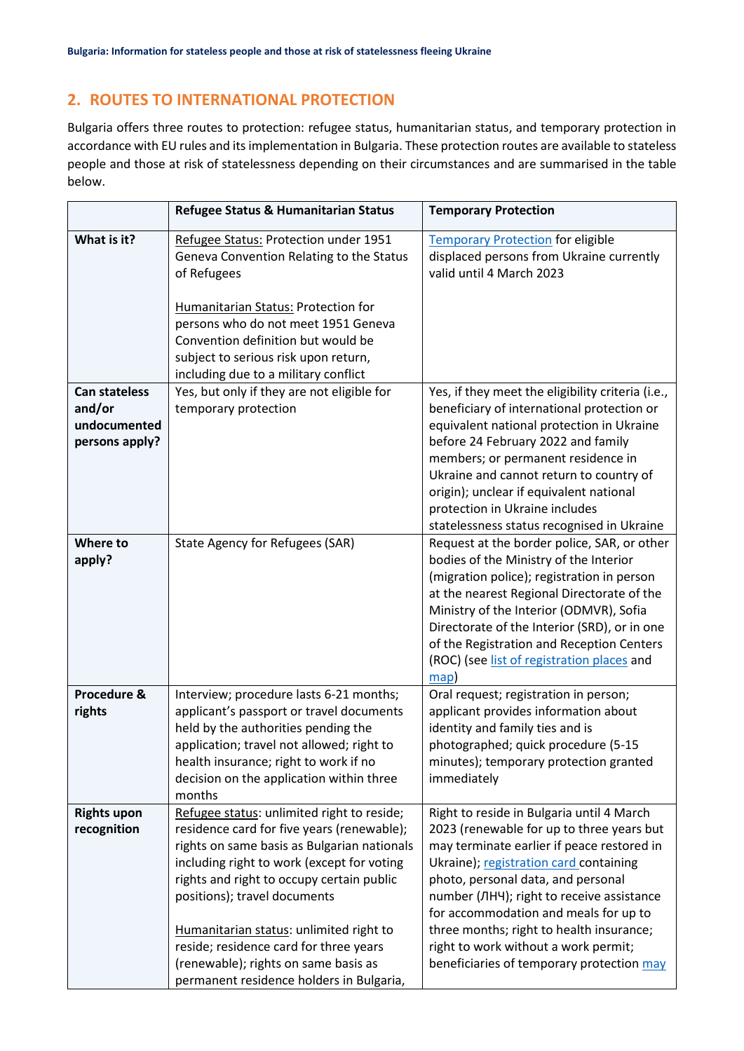## 2. ROUTES TO INTERNATIONAL PROTECTION

Bulgaria offers three routes to protection: refugee status, humanitarian status, and temporary protection in accordance with EU rules and its implementation in Bulgaria. These protection routes are available to stateless people and those at risk of statelessness depending on their circumstances and are summarised in the table below.

| | Refugee Status & Humanitarian Status | Temporary Protection |
|---|---|---|
| **What is it?** | Refugee Status: Protection under 1951 Geneva Convention Relating to the Status of Refugees<br><br>Humanitarian Status: Protection for persons who do not meet 1951 Geneva Convention definition but would be subject to serious risk upon return, including due to a military conflict | Temporary Protection for eligible displaced persons from Ukraine currently valid until 4 March 2023 |
| **Can stateless and/or undocumented persons apply?** | Yes, but only if they are not eligible for temporary protection | Yes, if they meet the eligibility criteria (i.e., beneficiary of international protection or equivalent national protection in Ukraine before 24 February 2022 and family members; or permanent residence in Ukraine and cannot return to country of origin); unclear if equivalent national protection in Ukraine includes statelessness status recognised in Ukraine |
| **Where to apply?** | State Agency for Refugees (SAR) | Request at the border police, SAR, or other bodies of the Ministry of the Interior (migration police); registration in person at the nearest Regional Directorate of the Ministry of the Interior (ODMVR), Sofia Directorate of the Interior (SRD), or in one of the Registration and Reception Centers (ROC) (see list of registration places and map) |
| **Procedure & rights** | Interview; procedure lasts 6-21 months; applicant's passport or travel documents held by the authorities pending the application; travel not allowed; right to health insurance; right to work if no decision on the application within three months | Oral request; registration in person; applicant provides information about identity and family ties and is photographed; quick procedure (5-15 minutes); temporary protection granted immediately |
| **Rights upon recognition** | Refugee status: unlimited right to reside; residence card for five years (renewable); rights on same basis as Bulgarian nationals including right to work (except for voting rights and right to occupy certain public positions); travel documents<br><br>Humanitarian status: unlimited right to reside; residence card for three years (renewable); rights on same basis as permanent residence holders in Bulgaria, | Right to reside in Bulgaria until 4 March 2023 (renewable for up to three years but may terminate earlier if peace restored in Ukraine); registration card containing photo, personal data, and personal number (ЛНЧ); right to receive assistance for accommodation and meals for up to three months; right to health insurance; right to work without a work permit; beneficiaries of temporary protection may |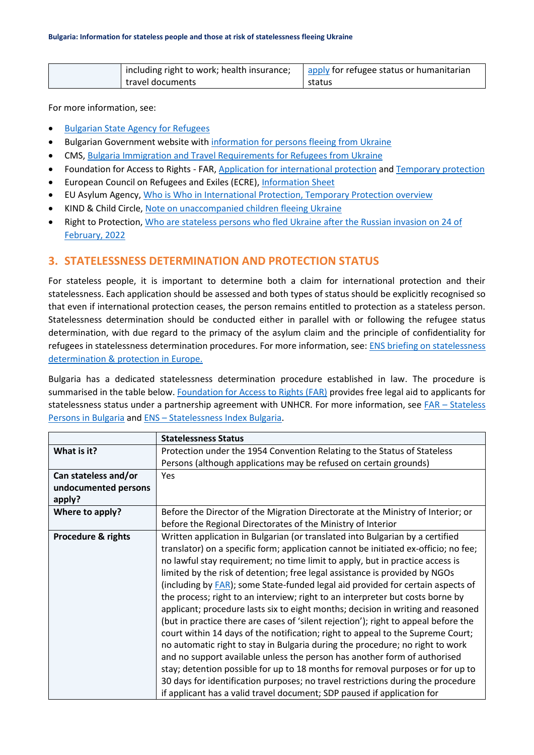|  | including right to work; health insurance; travel documents | apply for refugee status or humanitarian status |
|---|---|---|

For more information, see:

- Bulgarian State Agency for Refugees
- Bulgarian Government website with information for persons fleeing from Ukraine
- CMS, Bulgaria Immigration and Travel Requirements for Refugees from Ukraine
- Foundation for Access to Rights - FAR, Application for international protection and Temporary protection
- European Council on Refugees and Exiles (ECRE), Information Sheet
- EU Asylum Agency, Who is Who in International Protection, Temporary Protection overview
- KIND & Child Circle, Note on unaccompanied children fleeing Ukraine
- Right to Protection, Who are stateless persons who fled Ukraine after the Russian invasion on 24 of February, 2022

## 3. STATELESSNESS DETERMINATION AND PROTECTION STATUS

For stateless people, it is important to determine both a claim for international protection and their statelessness. Each application should be assessed and both types of status should be explicitly recognised so that even if international protection ceases, the person remains entitled to protection as a stateless person. Statelessness determination should be conducted either in parallel with or following the refugee status determination, with due regard to the primacy of the asylum claim and the principle of confidentiality for refugees in statelessness determination procedures. For more information, see: ENS briefing on statelessness determination & protection in Europe.

Bulgaria has a dedicated statelessness determination procedure established in law. The procedure is summarised in the table below. Foundation for Access to Rights (FAR) provides free legal aid to applicants for statelessness status under a partnership agreement with UNHCR. For more information, see FAR – Stateless Persons in Bulgaria and ENS – Statelessness Index Bulgaria.

|  | **Statelessness Status** |
|---|---|
| **What is it?** | Protection under the 1954 Convention Relating to the Status of Stateless Persons (although applications may be refused on certain grounds) |
| **Can stateless and/or undocumented persons apply?** | Yes |
| **Where to apply?** | Before the Director of the Migration Directorate at the Ministry of Interior; or before the Regional Directorates of the Ministry of Interior |
| **Procedure & rights** | Written application in Bulgarian (or translated into Bulgarian by a certified translator) on a specific form; application cannot be initiated ex-officio; no fee; no lawful stay requirement; no time limit to apply, but in practice access is limited by the risk of detention; free legal assistance is provided by NGOs (including by FAR); some State-funded legal aid provided for certain aspects of the process; right to an interview; right to an interpreter but costs borne by applicant; procedure lasts six to eight months; decision in writing and reasoned (but in practice there are cases of 'silent rejection'); right to appeal before the court within 14 days of the notification; right to appeal to the Supreme Court; no automatic right to stay in Bulgaria during the procedure; no right to work and no support available unless the person has another form of authorised stay; detention possible for up to 18 months for removal purposes or for up to 30 days for identification purposes; no travel restrictions during the procedure if applicant has a valid travel document; SDP paused if application for |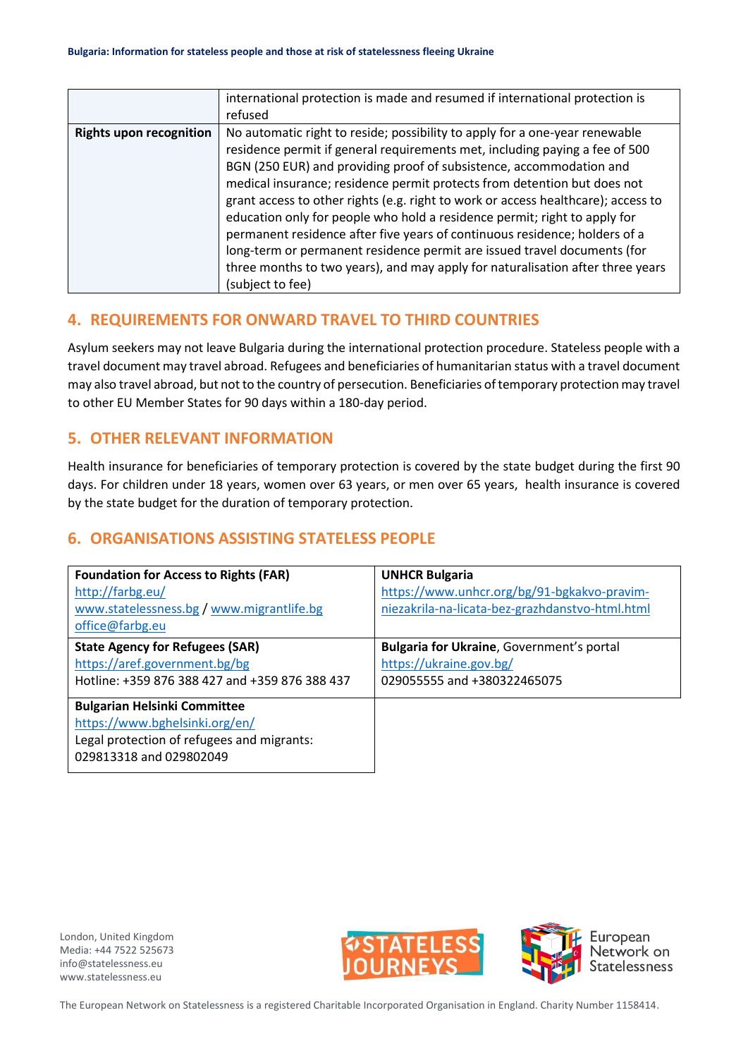| | |
|---|---|
| | international protection is made and resumed if international protection is refused |
| **Rights upon recognition** | No automatic right to reside; possibility to apply for a one-year renewable residence permit if general requirements met, including paying a fee of 500 BGN (250 EUR) and providing proof of subsistence, accommodation and medical insurance; residence permit protects from detention but does not grant access to other rights (e.g. right to work or access healthcare); access to education only for people who hold a residence permit; right to apply for permanent residence after five years of continuous residence; holders of a long-term or permanent residence permit are issued travel documents (for three months to two years), and may apply for naturalisation after three years (subject to fee) |

## 4. REQUIREMENTS FOR ONWARD TRAVEL TO THIRD COUNTRIES

Asylum seekers may not leave Bulgaria during the international protection procedure. Stateless people with a travel document may travel abroad. Refugees and beneficiaries of humanitarian status with a travel document may also travel abroad, but not to the country of persecution. Beneficiaries of temporary protection may travel to other EU Member States for 90 days within a 180-day period.

## 5. OTHER RELEVANT INFORMATION

Health insurance for beneficiaries of temporary protection is covered by the state budget during the first 90 days. For children under 18 years, women over 63 years, or men over 65 years, health insurance is covered by the state budget for the duration of temporary protection.

## 6. ORGANISATIONS ASSISTING STATELESS PEOPLE

| | |
|---|---|
| **Foundation for Access to Rights (FAR)**<br>http://farbg.eu/<br>www.statelessness.bg / www.migrantlife.bg<br>office@farbg.eu | **UNHCR Bulgaria**<br>https://www.unhcr.org/bg/91-bgkakvo-pravim-niezakrila-na-licata-bez-grazhdanstvo-html.html |
| **State Agency for Refugees (SAR)**<br>https://aref.government.bg/bg<br>Hotline: +359 876 388 427 and +359 876 388 437 | **Bulgaria for Ukraine**, Government's portal<br>https://ukraine.gov.bg/<br>029055555 and +380322465075 |
| **Bulgarian Helsinki Committee**<br>https://www.bghelsinki.org/en/<br>Legal protection of refugees and migrants:<br>029813318 and 029802049 | |

London, United Kingdom
Media: +44 7522 525673
info@statelessness.eu
www.statelessness.eu

STATELESS JOURNEYS

European Network on Statelessness

The European Network on Statelessness is a registered Charitable Incorporated Organisation in England. Charity Number 1158414.